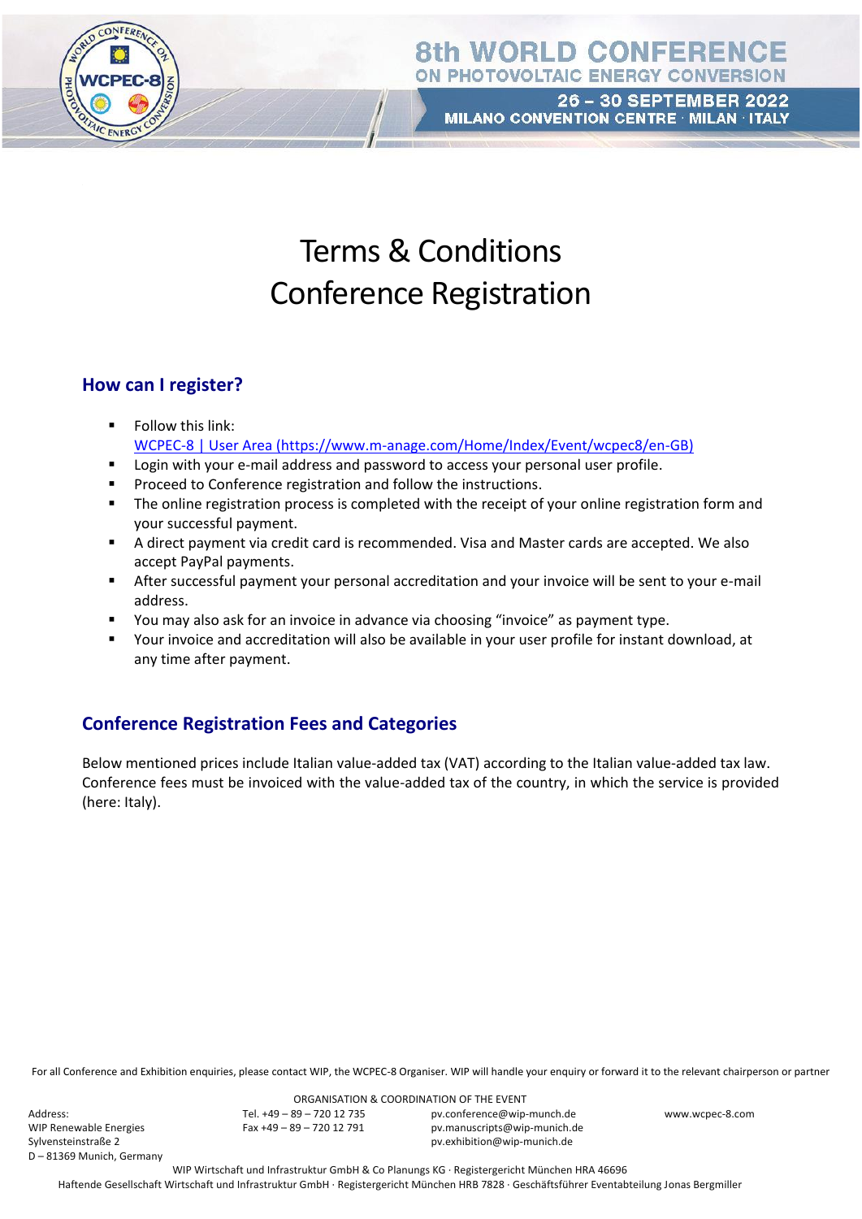# Terms & Conditions
# Conference Registration

## How can I register?

- Follow this link:
  [WCPEC-8 | User Area (https://www.m-anage.com/Home/Index/Event/wcpec8/en-GB)](https://www.m-anage.com/Home/Index/Event/wcpec8/en-GB)
- Login with your e-mail address and password to access your personal user profile.
- Proceed to Conference registration and follow the instructions.
- The online registration process is completed with the receipt of your online registration form and your successful payment.
- A direct payment via credit card is recommended. Visa and Master cards are accepted. We also accept PayPal payments.
- After successful payment your personal accreditation and your invoice will be sent to your e-mail address.
- You may also ask for an invoice in advance via choosing "invoice" as payment type.
- Your invoice and accreditation will also be available in your user profile for instant download, at any time after payment.

## Conference Registration Fees and Categories

Below mentioned prices include Italian value-added tax (VAT) according to the Italian value-added tax law. Conference fees must be invoiced with the value-added tax of the country, in which the service is provided (here: Italy).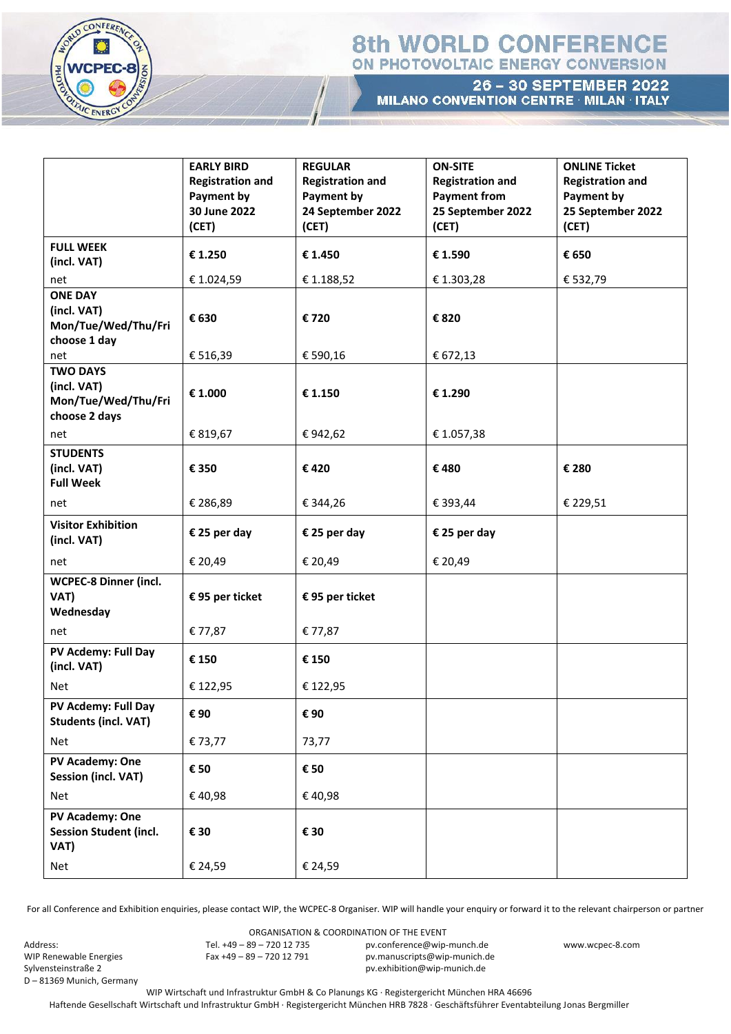| | **EARLY BIRD Registration and Payment by 30 June 2022 (CET)** | **REGULAR Registration and Payment by 24 September 2022 (CET)** | **ON-SITE Registration and Payment from 25 September 2022 (CET)** | **ONLINE Ticket Registration and Payment by 25 September 2022 (CET)** |
|---|---|---|---|---|
| **FULL WEEK (incl. VAT)** | **€ 1.250** | **€ 1.450** | **€ 1.590** | **€ 650** |
| net | € 1.024,59 | € 1.188,52 | € 1.303,28 | € 532,79 |
| **ONE DAY (incl. VAT) Mon/Tue/Wed/Thu/Fri choose 1 day** | **€ 630** | **€ 720** | **€ 820** | |
| net | € 516,39 | € 590,16 | € 672,13 | |
| **TWO DAYS (incl. VAT) Mon/Tue/Wed/Thu/Fri choose 2 days** | **€ 1.000** | **€ 1.150** | **€ 1.290** | |
| net | € 819,67 | € 942,62 | € 1.057,38 | |
| **STUDENTS (incl. VAT) Full Week** | **€ 350** | **€ 420** | **€ 480** | **€ 280** |
| net | € 286,89 | € 344,26 | € 393,44 | € 229,51 |
| **Visitor Exhibition (incl. VAT)** | **€ 25 per day** | **€ 25 per day** | **€ 25 per day** | |
| net | € 20,49 | € 20,49 | € 20,49 | |
| **WCPEC-8 Dinner (incl. VAT) Wednesday** | **€ 95 per ticket** | **€ 95 per ticket** | | |
| net | € 77,87 | € 77,87 | | |
| **PV Acdemy: Full Day (incl. VAT)** | **€ 150** | **€ 150** | | |
| Net | € 122,95 | € 122,95 | | |
| **PV Acdemy: Full Day Students (incl. VAT)** | **€ 90** | **€ 90** | | |
| Net | € 73,77 | 73,77 | | |
| **PV Academy: One Session (incl. VAT)** | **€ 50** | **€ 50** | | |
| Net | € 40,98 | € 40,98 | | |
| **PV Academy: One Session Student (incl. VAT)** | **€ 30** | **€ 30** | | |
| Net | € 24,59 | € 24,59 | | |

For all Conference and Exhibition enquiries, please contact WIP, the WCPEC-8 Organiser. WIP will handle your enquiry or forward it to the relevant chairperson or partner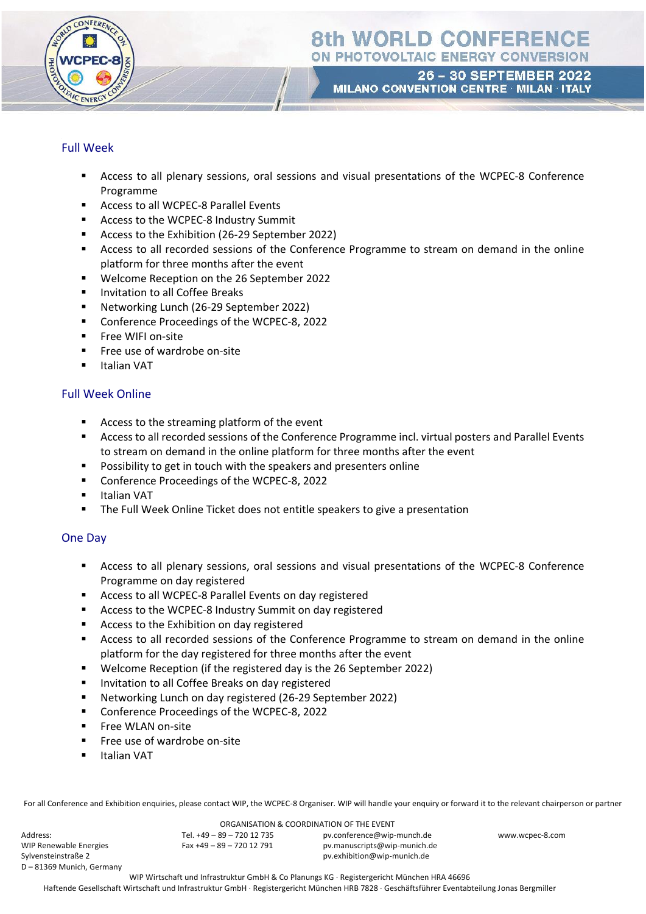## Full Week

- Access to all plenary sessions, oral sessions and visual presentations of the WCPEC-8 Conference Programme
- Access to all WCPEC-8 Parallel Events
- Access to the WCPEC-8 Industry Summit
- Access to the Exhibition (26-29 September 2022)
- Access to all recorded sessions of the Conference Programme to stream on demand in the online platform for three months after the event
- Welcome Reception on the 26 September 2022
- Invitation to all Coffee Breaks
- Networking Lunch (26-29 September 2022)
- Conference Proceedings of the WCPEC-8, 2022
- Free WIFI on-site
- Free use of wardrobe on-site
- Italian VAT

## Full Week Online

- Access to the streaming platform of the event
- Access to all recorded sessions of the Conference Programme incl. virtual posters and Parallel Events to stream on demand in the online platform for three months after the event
- Possibility to get in touch with the speakers and presenters online
- Conference Proceedings of the WCPEC-8, 2022
- Italian VAT
- The Full Week Online Ticket does not entitle speakers to give a presentation

## One Day

- Access to all plenary sessions, oral sessions and visual presentations of the WCPEC-8 Conference Programme on day registered
- Access to all WCPEC-8 Parallel Events on day registered
- Access to the WCPEC-8 Industry Summit on day registered
- Access to the Exhibition on day registered
- Access to all recorded sessions of the Conference Programme to stream on demand in the online platform for the day registered for three months after the event
- Welcome Reception (if the registered day is the 26 September 2022)
- Invitation to all Coffee Breaks on day registered
- Networking Lunch on day registered (26-29 September 2022)
- Conference Proceedings of the WCPEC-8, 2022
- Free WLAN on-site
- Free use of wardrobe on-site
- Italian VAT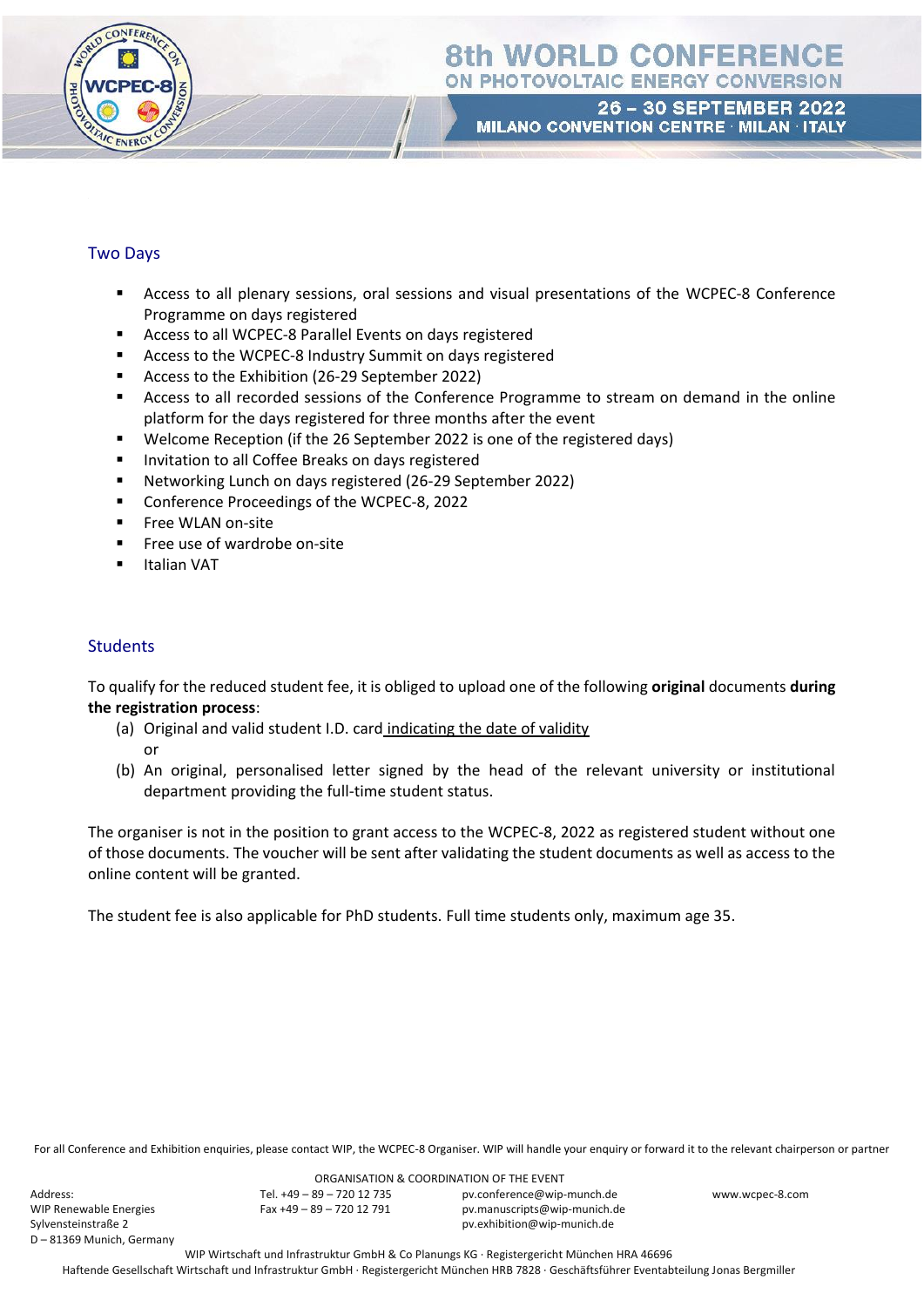## Two Days

- Access to all plenary sessions, oral sessions and visual presentations of the WCPEC-8 Conference Programme on days registered
- Access to all WCPEC-8 Parallel Events on days registered
- Access to the WCPEC-8 Industry Summit on days registered
- Access to the Exhibition (26-29 September 2022)
- Access to all recorded sessions of the Conference Programme to stream on demand in the online platform for the days registered for three months after the event
- Welcome Reception (if the 26 September 2022 is one of the registered days)
- Invitation to all Coffee Breaks on days registered
- Networking Lunch on days registered (26-29 September 2022)
- Conference Proceedings of the WCPEC-8, 2022
- Free WLAN on-site
- Free use of wardrobe on-site
- Italian VAT

## Students

To qualify for the reduced student fee, it is obliged to upload one of the following **original** documents **during the registration process**:

(a) Original and valid student I.D. card indicating the date of validity
or
(b) An original, personalised letter signed by the head of the relevant university or institutional department providing the full-time student status.

The organiser is not in the position to grant access to the WCPEC-8, 2022 as registered student without one of those documents. The voucher will be sent after validating the student documents as well as access to the online content will be granted.

The student fee is also applicable for PhD students. Full time students only, maximum age 35.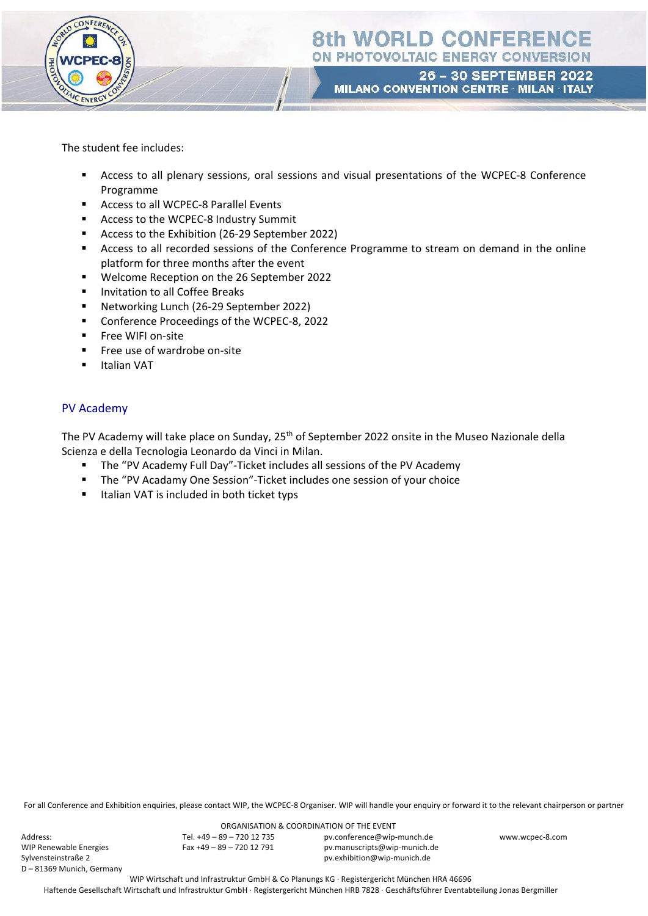The student fee includes:

- Access to all plenary sessions, oral sessions and visual presentations of the WCPEC-8 Conference Programme
- Access to all WCPEC-8 Parallel Events
- Access to the WCPEC-8 Industry Summit
- Access to the Exhibition (26-29 September 2022)
- Access to all recorded sessions of the Conference Programme to stream on demand in the online platform for three months after the event
- Welcome Reception on the 26 September 2022
- Invitation to all Coffee Breaks
- Networking Lunch (26-29 September 2022)
- Conference Proceedings of the WCPEC-8, 2022
- Free WIFI on-site
- Free use of wardrobe on-site
- Italian VAT

## PV Academy

The PV Academy will take place on Sunday, 25th of September 2022 onsite in the Museo Nazionale della Scienza e della Tecnologia Leonardo da Vinci in Milan.

- The "PV Academy Full Day"-Ticket includes all sessions of the PV Academy
- The "PV Acadamy One Session"-Ticket includes one session of your choice
- Italian VAT is included in both ticket typs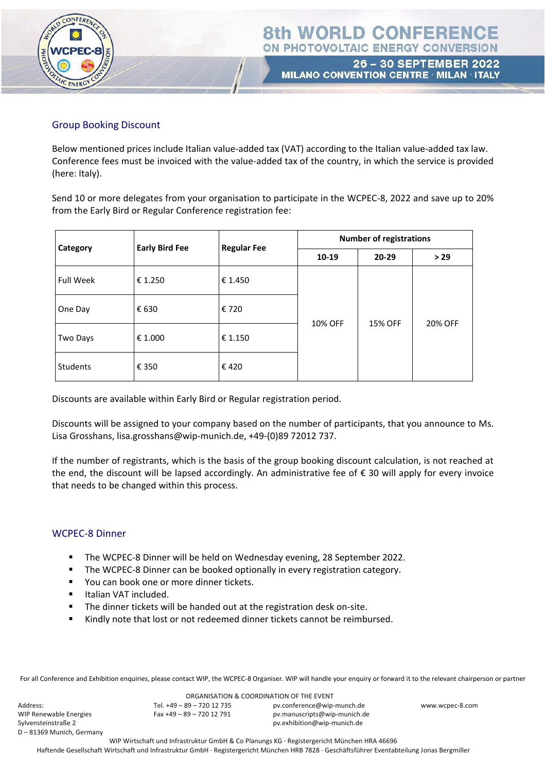## Group Booking Discount

Below mentioned prices include Italian value-added tax (VAT) according to the Italian value-added tax law. Conference fees must be invoiced with the value-added tax of the country, in which the service is provided (here: Italy).

Send 10 or more delegates from your organisation to participate in the WCPEC-8, 2022 and save up to 20% from the Early Bird or Regular Conference registration fee:

| Category | Early Bird Fee | Regular Fee | Number of registrations | | |
|---|---|---|---|---|---|
| | | | 10-19 | 20-29 | > 29 |
| Full Week | € 1.250 | € 1.450 | 10% OFF | 15% OFF | 20% OFF |
| One Day | € 630 | € 720 | 10% OFF | 15% OFF | 20% OFF |
| Two Days | € 1.000 | € 1.150 | 10% OFF | 15% OFF | 20% OFF |
| Students | € 350 | € 420 | 10% OFF | 15% OFF | 20% OFF |

Discounts are available within Early Bird or Regular registration period.

Discounts will be assigned to your company based on the number of participants, that you announce to Ms. Lisa Grosshans, lisa.grosshans@wip-munich.de, +49-(0)89 72012 737.

If the number of registrants, which is the basis of the group booking discount calculation, is not reached at the end, the discount will be lapsed accordingly. An administrative fee of € 30 will apply for every invoice that needs to be changed within this process.

## WCPEC-8 Dinner

- The WCPEC-8 Dinner will be held on Wednesday evening, 28 September 2022.
- The WCPEC-8 Dinner can be booked optionally in every registration category.
- You can book one or more dinner tickets.
- Italian VAT included.
- The dinner tickets will be handed out at the registration desk on-site.
- Kindly note that lost or not redeemed dinner tickets cannot be reimbursed.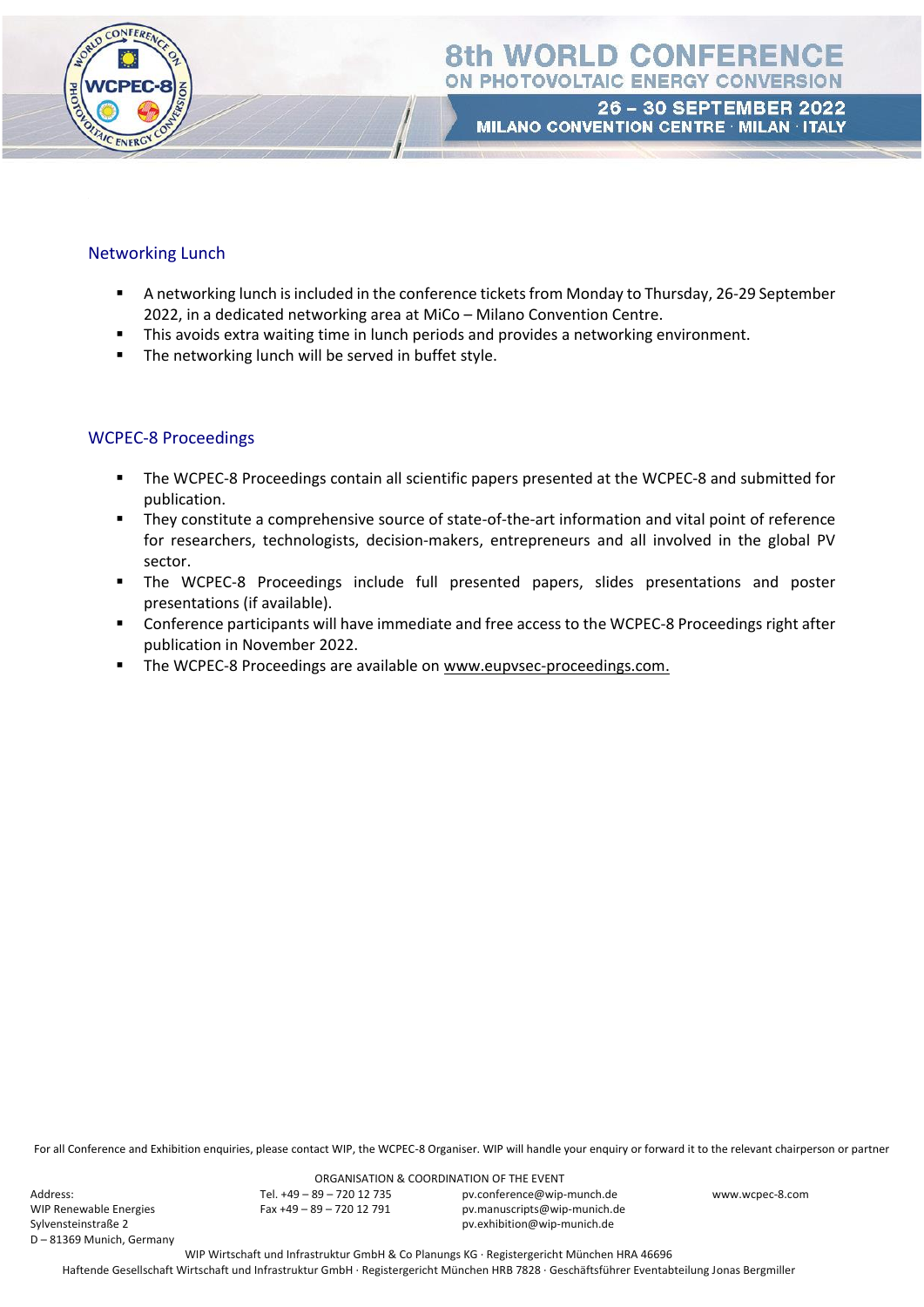## Networking Lunch

- A networking lunch is included in the conference tickets from Monday to Thursday, 26-29 September 2022, in a dedicated networking area at MiCo – Milano Convention Centre.
- This avoids extra waiting time in lunch periods and provides a networking environment.
- The networking lunch will be served in buffet style.

## WCPEC-8 Proceedings

- The WCPEC-8 Proceedings contain all scientific papers presented at the WCPEC-8 and submitted for publication.
- They constitute a comprehensive source of state-of-the-art information and vital point of reference for researchers, technologists, decision-makers, entrepreneurs and all involved in the global PV sector.
- The WCPEC-8 Proceedings include full presented papers, slides presentations and poster presentations (if available).
- Conference participants will have immediate and free access to the WCPEC-8 Proceedings right after publication in November 2022.
- The WCPEC-8 Proceedings are available on www.eupvsec-proceedings.com.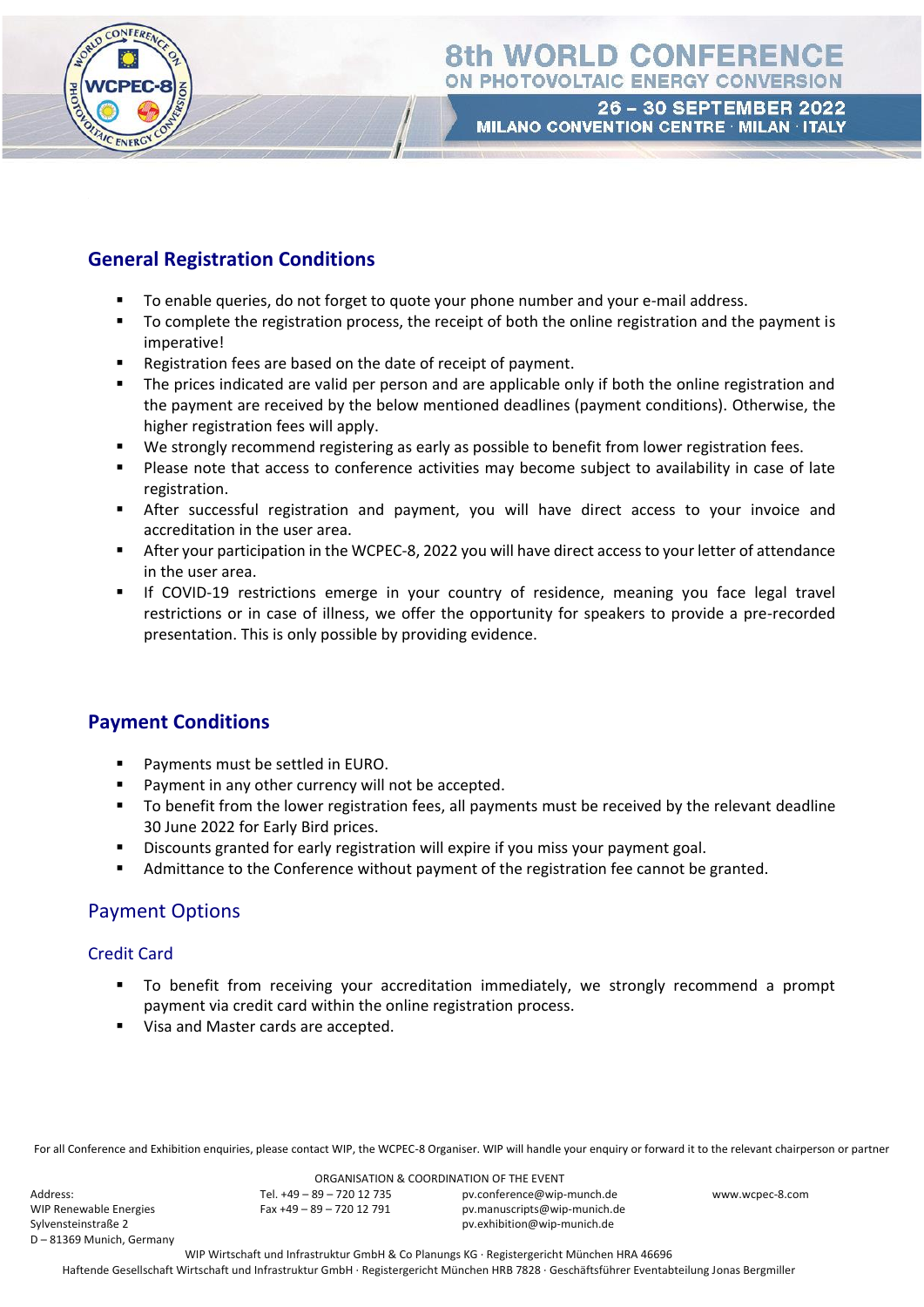## General Registration Conditions

- To enable queries, do not forget to quote your phone number and your e-mail address.
- To complete the registration process, the receipt of both the online registration and the payment is imperative!
- Registration fees are based on the date of receipt of payment.
- The prices indicated are valid per person and are applicable only if both the online registration and the payment are received by the below mentioned deadlines (payment conditions). Otherwise, the higher registration fees will apply.
- We strongly recommend registering as early as possible to benefit from lower registration fees.
- Please note that access to conference activities may become subject to availability in case of late registration.
- After successful registration and payment, you will have direct access to your invoice and accreditation in the user area.
- After your participation in the WCPEC-8, 2022 you will have direct access to your letter of attendance in the user area.
- If COVID-19 restrictions emerge in your country of residence, meaning you face legal travel restrictions or in case of illness, we offer the opportunity for speakers to provide a pre-recorded presentation. This is only possible by providing evidence.

## Payment Conditions

- Payments must be settled in EURO.
- Payment in any other currency will not be accepted.
- To benefit from the lower registration fees, all payments must be received by the relevant deadline 30 June 2022 for Early Bird prices.
- Discounts granted for early registration will expire if you miss your payment goal.
- Admittance to the Conference without payment of the registration fee cannot be granted.

## Payment Options

### Credit Card

- To benefit from receiving your accreditation immediately, we strongly recommend a prompt payment via credit card within the online registration process.
- Visa and Master cards are accepted.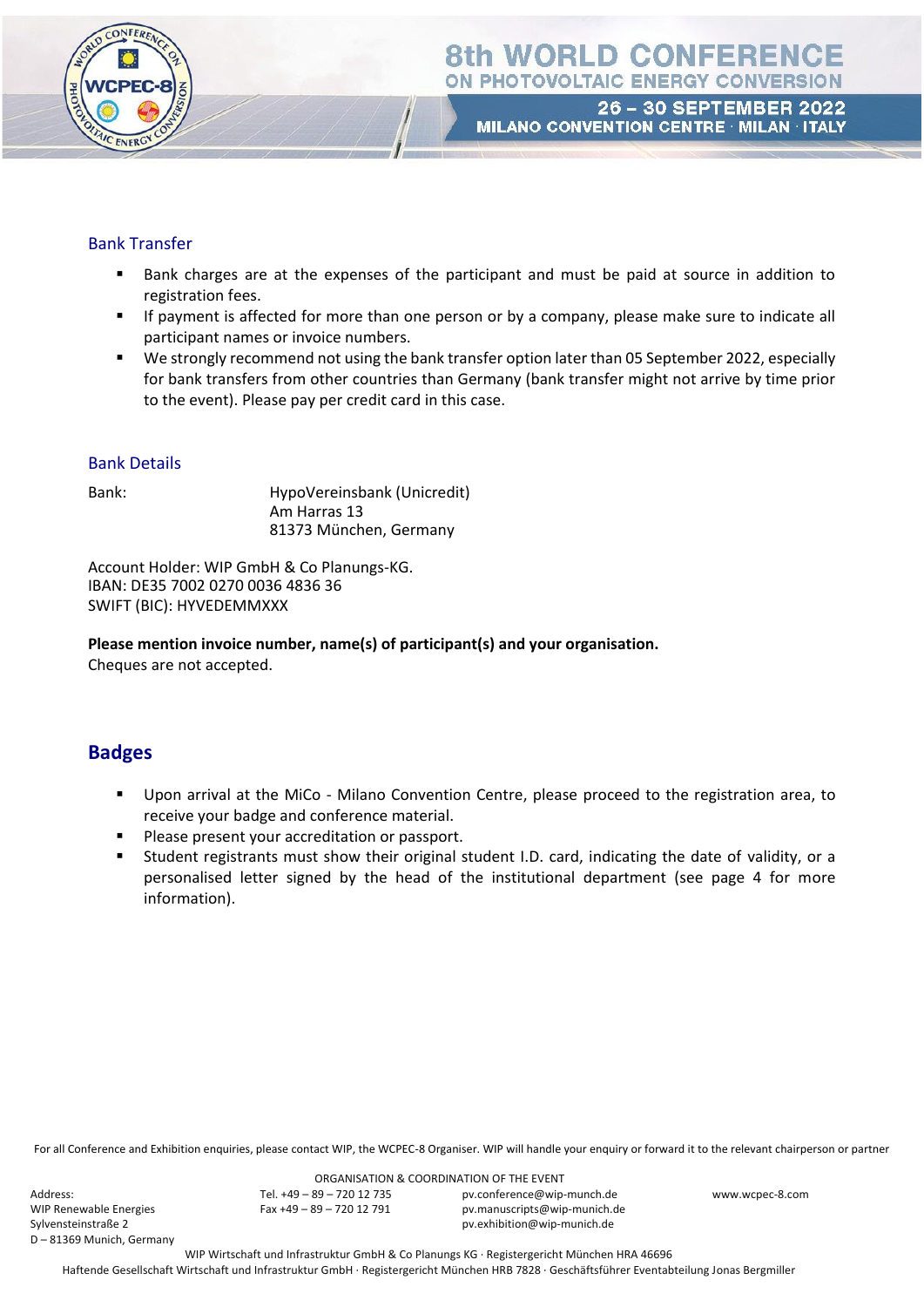### Bank Transfer

- Bank charges are at the expenses of the participant and must be paid at source in addition to registration fees.
- If payment is affected for more than one person or by a company, please make sure to indicate all participant names or invoice numbers.
- We strongly recommend not using the bank transfer option later than 05 September 2022, especially for bank transfers from other countries than Germany (bank transfer might not arrive by time prior to the event). Please pay per credit card in this case.

### Bank Details

Bank: HypoVereinsbank (Unicredit)
Am Harras 13
81373 München, Germany

Account Holder: WIP GmbH & Co Planungs-KG.
IBAN: DE35 7002 0270 0036 4836 36
SWIFT (BIC): HYVEDEMMXXX

**Please mention invoice number, name(s) of participant(s) and your organisation.**
Cheques are not accepted.

## Badges

- Upon arrival at the MiCo - Milano Convention Centre, please proceed to the registration area, to receive your badge and conference material.
- Please present your accreditation or passport.
- Student registrants must show their original student I.D. card, indicating the date of validity, or a personalised letter signed by the head of the institutional department (see page 4 for more information).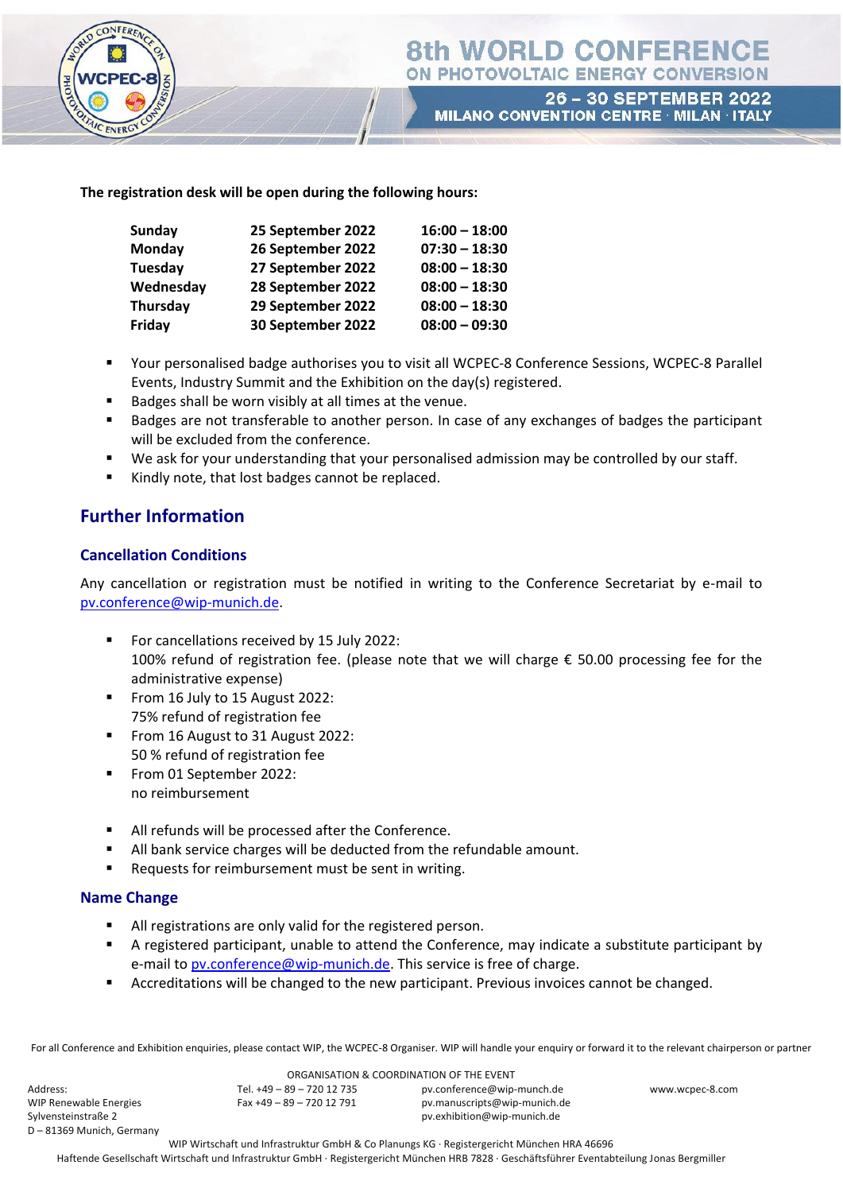**The registration desk will be open during the following hours:**

| | | |
|---|---|---|
| **Sunday** | **25 September 2022** | **16:00 – 18:00** |
| **Monday** | **26 September 2022** | **07:30 – 18:30** |
| **Tuesday** | **27 September 2022** | **08:00 – 18:30** |
| **Wednesday** | **28 September 2022** | **08:00 – 18:30** |
| **Thursday** | **29 September 2022** | **08:00 – 18:30** |
| **Friday** | **30 September 2022** | **08:00 – 09:30** |

- Your personalised badge authorises you to visit all WCPEC-8 Conference Sessions, WCPEC-8 Parallel Events, Industry Summit and the Exhibition on the day(s) registered.
- Badges shall be worn visibly at all times at the venue.
- Badges are not transferable to another person. In case of any exchanges of badges the participant will be excluded from the conference.
- We ask for your understanding that your personalised admission may be controlled by our staff.
- Kindly note, that lost badges cannot be replaced.

## Further Information

### Cancellation Conditions

Any cancellation or registration must be notified in writing to the Conference Secretariat by e-mail to pv.conference@wip-munich.de.

- For cancellations received by 15 July 2022:
  100% refund of registration fee. (please note that we will charge € 50.00 processing fee for the administrative expense)
- From 16 July to 15 August 2022:
  75% refund of registration fee
- From 16 August to 31 August 2022:
  50 % refund of registration fee
- From 01 September 2022:
  no reimbursement

- All refunds will be processed after the Conference.
- All bank service charges will be deducted from the refundable amount.
- Requests for reimbursement must be sent in writing.

### Name Change

- All registrations are only valid for the registered person.
- A registered participant, unable to attend the Conference, may indicate a substitute participant by e-mail to pv.conference@wip-munich.de. This service is free of charge.
- Accreditations will be changed to the new participant. Previous invoices cannot be changed.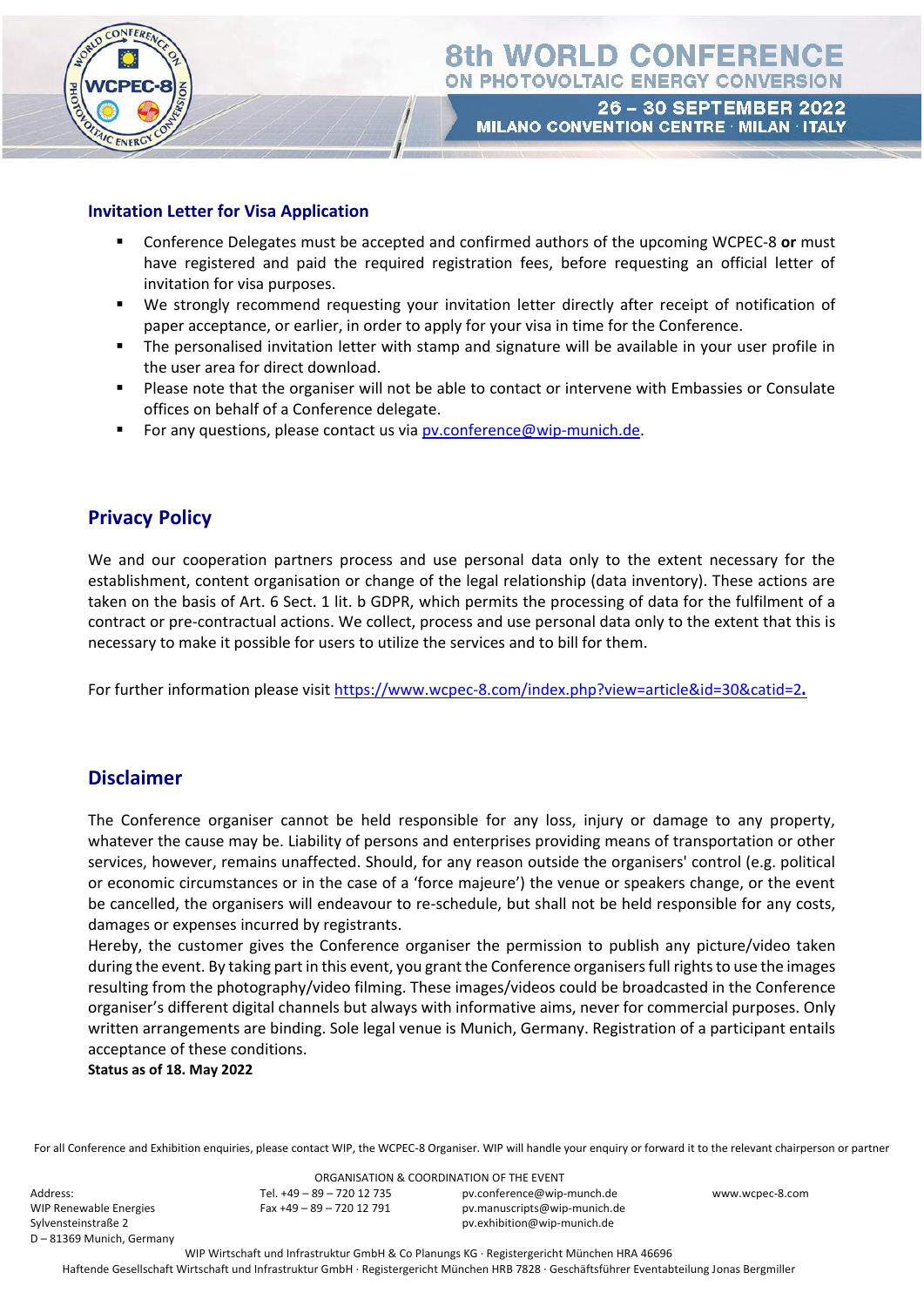## Invitation Letter for Visa Application

- Conference Delegates must be accepted and confirmed authors of the upcoming WCPEC-8 **or** must have registered and paid the required registration fees, before requesting an official letter of invitation for visa purposes.
- We strongly recommend requesting your invitation letter directly after receipt of notification of paper acceptance, or earlier, in order to apply for your visa in time for the Conference.
- The personalised invitation letter with stamp and signature will be available in your user profile in the user area for direct download.
- Please note that the organiser will not be able to contact or intervene with Embassies or Consulate offices on behalf of a Conference delegate.
- For any questions, please contact us via pv.conference@wip-munich.de.

## Privacy Policy

We and our cooperation partners process and use personal data only to the extent necessary for the establishment, content organisation or change of the legal relationship (data inventory). These actions are taken on the basis of Art. 6 Sect. 1 lit. b GDPR, which permits the processing of data for the fulfilment of a contract or pre-contractual actions. We collect, process and use personal data only to the extent that this is necessary to make it possible for users to utilize the services and to bill for them.

For further information please visit https://www.wcpec-8.com/index.php?view=article&id=30&catid=2.

## Disclaimer

The Conference organiser cannot be held responsible for any loss, injury or damage to any property, whatever the cause may be. Liability of persons and enterprises providing means of transportation or other services, however, remains unaffected. Should, for any reason outside the organisers' control (e.g. political or economic circumstances or in the case of a 'force majeure') the venue or speakers change, or the event be cancelled, the organisers will endeavour to re-schedule, but shall not be held responsible for any costs, damages or expenses incurred by registrants.
Hereby, the customer gives the Conference organiser the permission to publish any picture/video taken during the event. By taking part in this event, you grant the Conference organisers full rights to use the images resulting from the photography/video filming. These images/videos could be broadcasted in the Conference organiser's different digital channels but always with informative aims, never for commercial purposes. Only written arrangements are binding. Sole legal venue is Munich, Germany. Registration of a participant entails acceptance of these conditions.
**Status as of 18. May 2022**